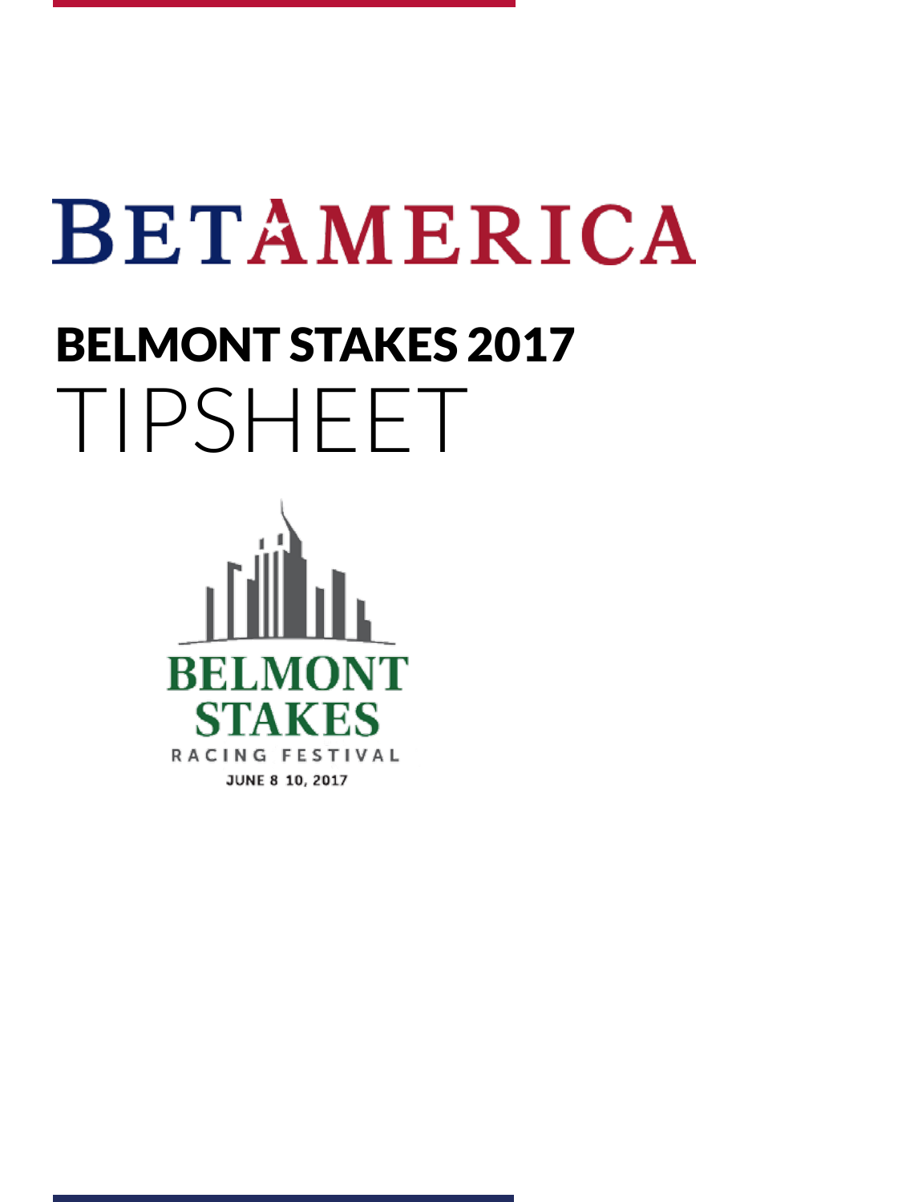# BETAMERICA

## BELMONT STAKES 2017

# TIPSHEET

BELMONT STAKES

RACING FESTIVAL

JUNE 8 10, 2017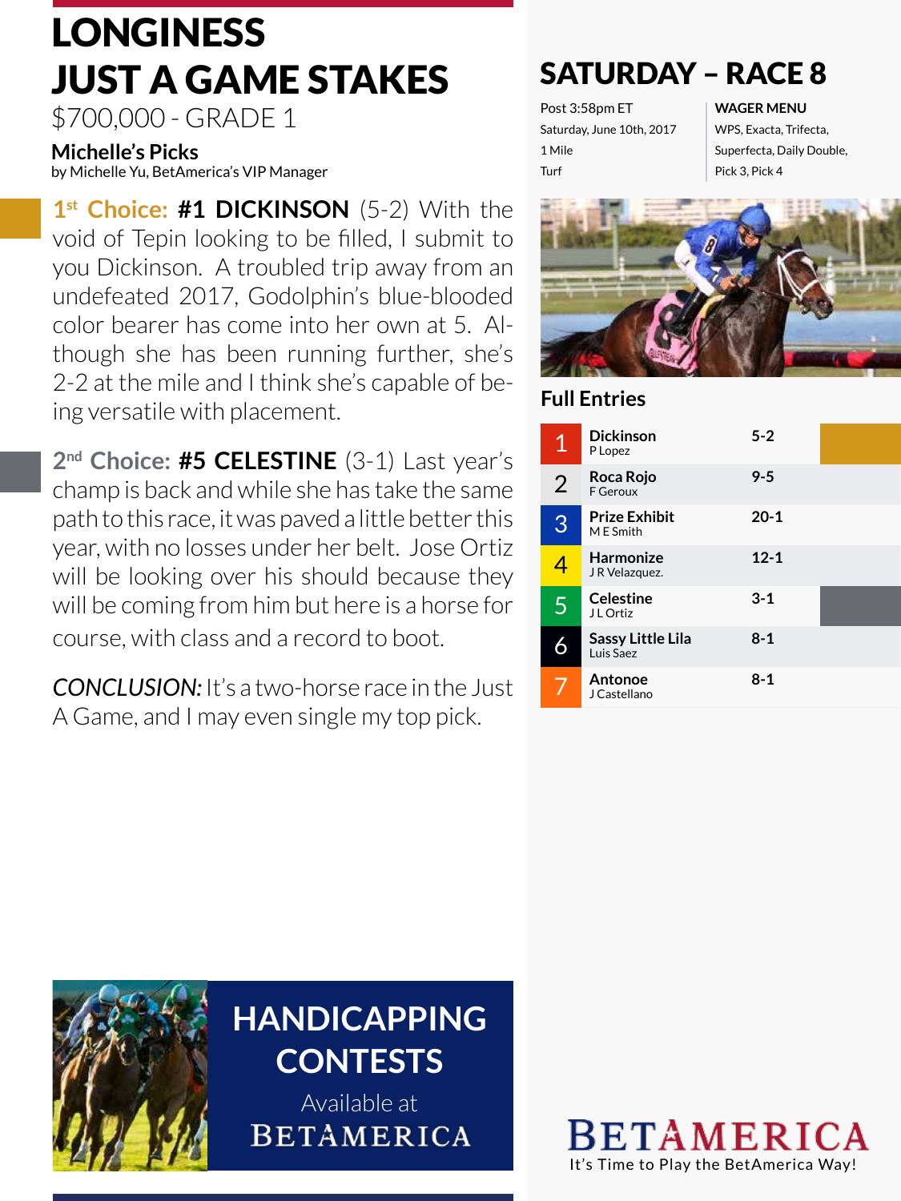# LONGINESS JUST A GAME STAKES

$700,000 - GRADE 1

**Michelle's Picks**
by Michelle Yu, BetAmerica's VIP Manager

**1st Choice: #1 DICKINSON** (5-2) With the void of Tepin looking to be filled, I submit to you Dickinson. A troubled trip away from an undefeated 2017, Godolphin's blue-blooded color bearer has come into her own at 5. Although she has been running further, she's 2-2 at the mile and I think she's capable of being versatile with placement.

**2nd Choice: #5 CELESTINE** (3-1) Last year's champ is back and while she has take the same path to this race, it was paved a little better this year, with no losses under her belt. Jose Ortiz will be looking over his should because they will be coming from him but here is a horse for course, with class and a record to boot.

***CONCLUSION:*** It's a two-horse race in the Just A Game, and I may even single my top pick.

## SATURDAY – RACE 8

Post 3:58pm ET
Saturday, June 10th, 2017
1 Mile
Turf

**WAGER MENU**
WPS, Exacta, Trifecta, Superfecta, Daily Double, Pick 3, Pick 4

### Full Entries

| # | Horse / Jockey | Odds |
|---|---|---|
| 1 | **Dickinson** P Lopez | 5-2 |
| 2 | **Roca Rojo** F Geroux | 9-5 |
| 3 | **Prize Exhibit** M E Smith | 20-1 |
| 4 | **Harmonize** J R Velazquez. | 12-1 |
| 5 | **Celestine** J L Ortiz | 3-1 |
| 6 | **Sassy Little Lila** Luis Saez | 8-1 |
| 7 | **Antonoe** J Castellano | 8-1 |

**HANDICAPPING CONTESTS**
Available at BETAMERICA

BETAMERICA
It's Time to Play the BetAmerica Way!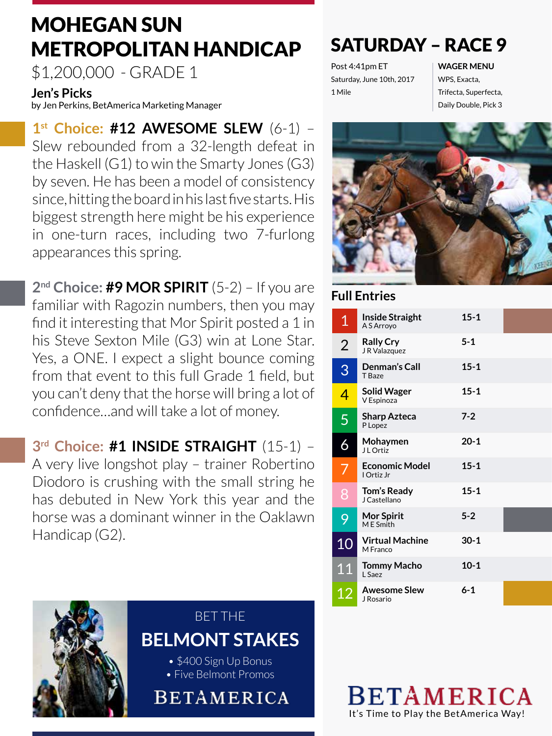# MOHEGAN SUN METROPOLITAN HANDICAP

$1,200,000 - GRADE 1

**Jen's Picks**
by Jen Perkins, BetAmerica Marketing Manager

**1st Choice: #12 AWESOME SLEW** (6-1) – Slew rebounded from a 32-length defeat in the Haskell (G1) to win the Smarty Jones (G3) by seven. He has been a model of consistency since, hitting the board in his last five starts. His biggest strength here might be his experience in one-turn races, including two 7-furlong appearances this spring.

**2nd Choice: #9 MOR SPIRIT** (5-2) – If you are familiar with Ragozin numbers, then you may find it interesting that Mor Spirit posted a 1 in his Steve Sexton Mile (G3) win at Lone Star. Yes, a ONE. I expect a slight bounce coming from that event to this full Grade 1 field, but you can't deny that the horse will bring a lot of confidence...and will take a lot of money.

**3rd Choice: #1 INSIDE STRAIGHT** (15-1) – A very live longshot play – trainer Robertino Diodoro is crushing with the small string he has debuted in New York this year and the horse was a dominant winner in the Oaklawn Handicap (G2).

BET THE **BELMONT STAKES**

- $400 Sign Up Bonus
- Five Belmont Promos

BETAMERICA

## SATURDAY – RACE 9

Post 4:41pm ET
Saturday, June 10th, 2017
1 Mile

**WAGER MENU**
WPS, Exacta, Trifecta, Superfecta, Daily Double, Pick 3

### Full Entries

| # | Horse / Jockey | Odds |
|---|---|---|
| 1 | **Inside Straight** A S Arroyo | 15-1 |
| 2 | **Rally Cry** J R Valazquez | 5-1 |
| 3 | **Denman's Call** T Baze | 15-1 |
| 4 | **Solid Wager** V Espinoza | 15-1 |
| 5 | **Sharp Azteca** P Lopez | 7-2 |
| 6 | **Mohaymen** J L Ortiz | 20-1 |
| 7 | **Economic Model** I Ortiz Jr | 15-1 |
| 8 | **Tom's Ready** J Castellano | 15-1 |
| 9 | **Mor Spirit** M E Smith | 5-2 |
| 10 | **Virtual Machine** M Franco | 30-1 |
| 11 | **Tommy Macho** L Saez | 10-1 |
| 12 | **Awesome Slew** J Rosario | 6-1 |

BETAMERICA
It's Time to Play the BetAmerica Way!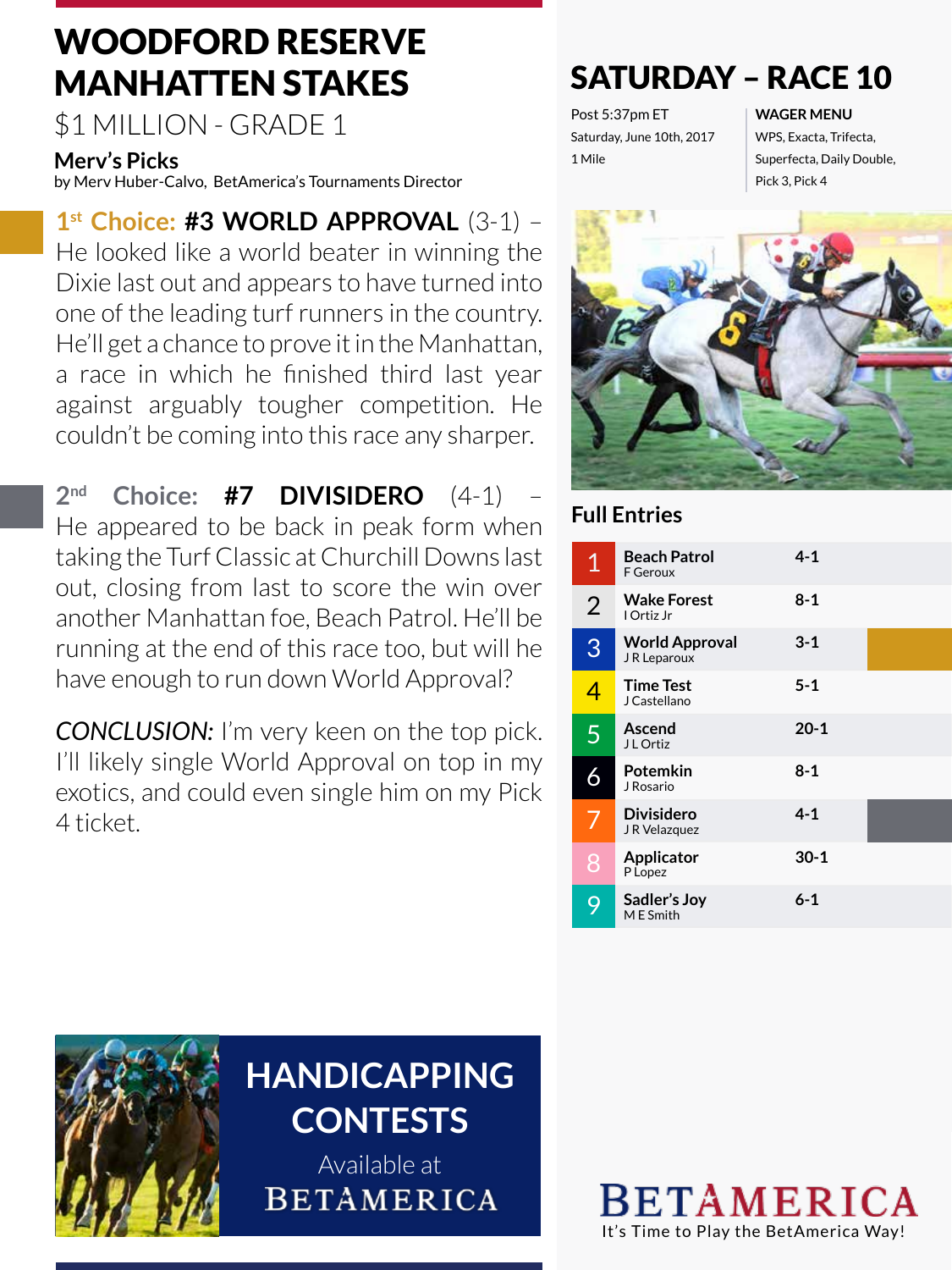# WOODFORD RESERVE MANHATTEN STAKES

## $1 MILLION - GRADE 1

### Merv's Picks

by Merv Huber-Calvo, BetAmerica's Tournaments Director

**1st Choice: #3 WORLD APPROVAL** (3-1) – He looked like a world beater in winning the Dixie last out and appears to have turned into one of the leading turf runners in the country. He'll get a chance to prove it in the Manhattan, a race in which he finished third last year against arguably tougher competition. He couldn't be coming into this race any sharper.

**2nd Choice: #7 DIVISIDERO** (4-1) – He appeared to be back in peak form when taking the Turf Classic at Churchill Downs last out, closing from last to score the win over another Manhattan foe, Beach Patrol. He'll be running at the end of this race too, but will he have enough to run down World Approval?

*CONCLUSION:* I'm very keen on the top pick. I'll likely single World Approval on top in my exotics, and could even single him on my Pick 4 ticket.

# SATURDAY – RACE 10

Post 5:37pm ET
Saturday, June 10th, 2017
1 Mile

**WAGER MENU**
WPS, Exacta, Trifecta, Superfecta, Daily Double, Pick 3, Pick 4

## Full Entries

| # | Horse / Jockey | Odds |
|---|---|---|
| 1 | **Beach Patrol** F Geroux | 4-1 |
| 2 | **Wake Forest** I Ortiz Jr | 8-1 |
| 3 | **World Approval** J R Leparoux | 3-1 |
| 4 | **Time Test** J Castellano | 5-1 |
| 5 | **Ascend** J L Ortiz | 20-1 |
| 6 | **Potemkin** J Rosario | 8-1 |
| 7 | **Divisidero** J R Velazquez | 4-1 |
| 8 | **Applicator** P Lopez | 30-1 |
| 9 | **Sadler's Joy** M E Smith | 6-1 |

HANDICAPPING CONTESTS
Available at BETAMERICA

BETAMERICA
It's Time to Play the BetAmerica Way!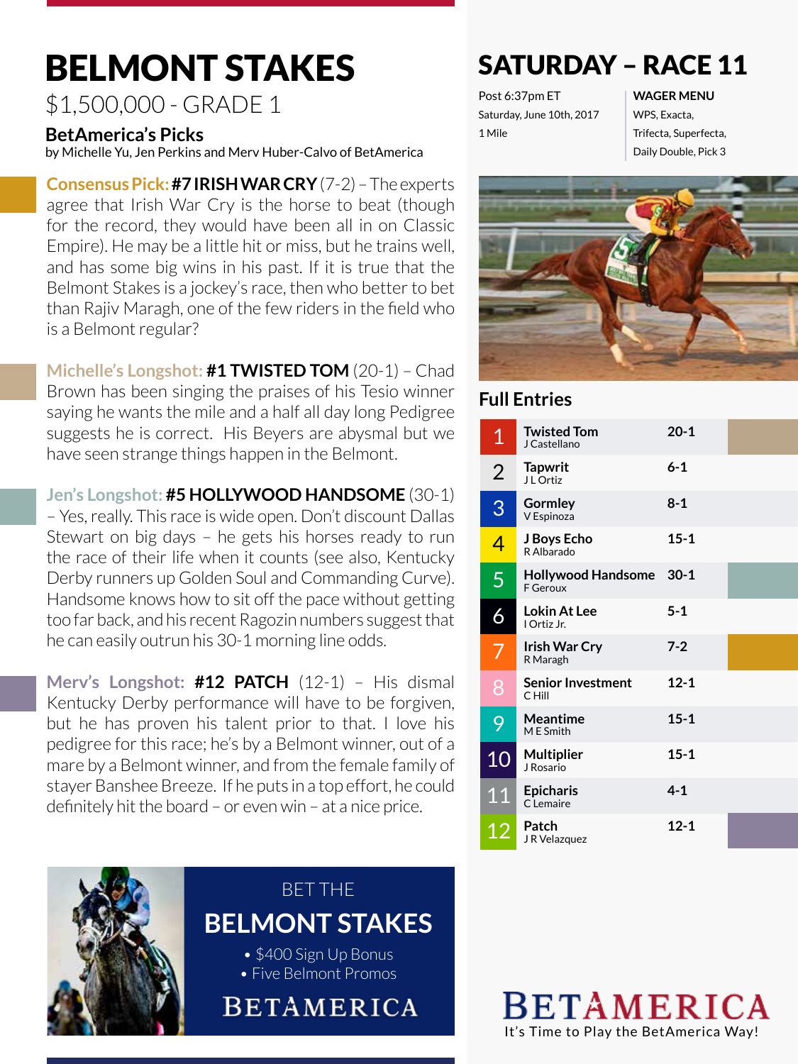# BELMONT STAKES

$1,500,000 - GRADE 1

### BetAmerica's Picks

by Michelle Yu, Jen Perkins and Merv Huber-Calvo of BetAmerica

**Consensus Pick: #7 IRISH WAR CRY** (7-2) – The experts agree that Irish War Cry is the horse to beat (though for the record, they would have been all in on Classic Empire). He may be a little hit or miss, but he trains well, and has some big wins in his past. If it is true that the Belmont Stakes is a jockey's race, then who better to bet than Rajiv Maragh, one of the few riders in the field who is a Belmont regular?

**Michelle's Longshot: #1 TWISTED TOM** (20-1) – Chad Brown has been singing the praises of his Tesio winner saying he wants the mile and a half all day long Pedigree suggests he is correct. His Beyers are abysmal but we have seen strange things happen in the Belmont.

**Jen's Longshot: #5 HOLLYWOOD HANDSOME** (30-1) – Yes, really. This race is wide open. Don't discount Dallas Stewart on big days – he gets his horses ready to run the race of their life when it counts (see also, Kentucky Derby runners up Golden Soul and Commanding Curve). Handsome knows how to sit off the pace without getting too far back, and his recent Ragozin numbers suggest that he can easily outrun his 30-1 morning line odds.

**Merv's Longshot: #12 PATCH** (12-1) – His dismal Kentucky Derby performance will have to be forgiven, but he has proven his talent prior to that. I love his pedigree for this race; he's by a Belmont winner, out of a mare by a Belmont winner, and from the female family of stayer Banshee Breeze. If he puts in a top effort, he could definitely hit the board – or even win – at a nice price.

BET THE

BELMONT STAKES

- $400 Sign Up Bonus
- Five Belmont Promos

BETAMERICA

# SATURDAY – RACE 11

Post 6:37pm ET
Saturday, June 10th, 2017
1 Mile

**WAGER MENU**
WPS, Exacta,
Trifecta, Superfecta,
Daily Double, Pick 3

## Full Entries

| | | |
|---|---|---|
| 1 | **Twisted Tom** J Castellano | 20-1 |
| 2 | **Tapwrit** J L Ortiz | 6-1 |
| 3 | **Gormley** V Espinoza | 8-1 |
| 4 | **J Boys Echo** R Albarado | 15-1 |
| 5 | **Hollywood Handsome** F Geroux | 30-1 |
| 6 | **Lokin At Lee** I Ortiz Jr. | 5-1 |
| 7 | **Irish War Cry** R Maragh | 7-2 |
| 8 | **Senior Investment** C Hill | 12-1 |
| 9 | **Meantime** M E Smith | 15-1 |
| 10 | **Multiplier** J Rosario | 15-1 |
| 11 | **Epicharis** C Lemaire | 4-1 |
| 12 | **Patch** J R Velazquez | 12-1 |

BETAMERICA
It's Time to Play the BetAmerica Way!